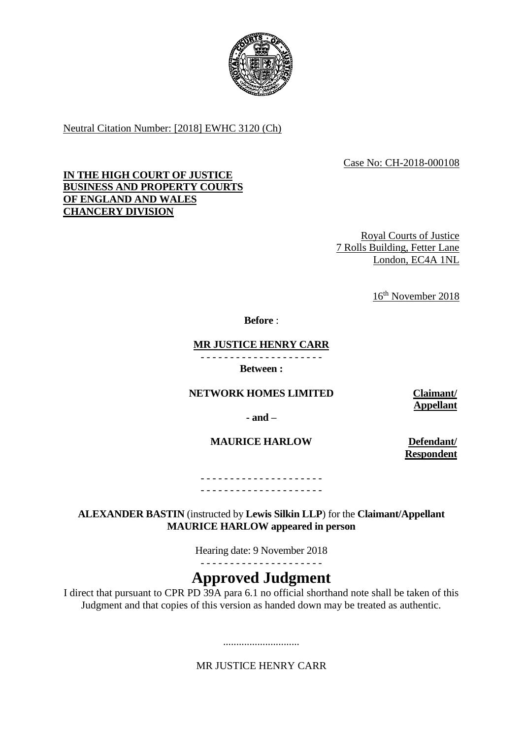Neutral Citation Number: [2018] EWHC 3120 (Ch)

Case No: CH-2018-000108

**IN THE HIGH COURT OF JUSTICE**
**BUSINESS AND PROPERTY COURTS**
**OF ENGLAND AND WALES**
**CHANCERY DIVISION**

Royal Courts of Justice
7 Rolls Building, Fetter Lane
London, EC4A 1NL

16th November 2018

**Before** :

**MR JUSTICE HENRY CARR**

- - - - - - - - - - - - - - - - - - - - -

**Between :**

| | |
|---|---|
| **NETWORK HOMES LIMITED** | **Claimant/ Appellant** |
| **- and –** | |
| **MAURICE HARLOW** | **Defendant/ Respondent** |

- - - - - - - - - - - - - - - - - - - - -
- - - - - - - - - - - - - - - - - - - - -

**ALEXANDER BASTIN** (instructed by **Lewis Silkin LLP**) for the **Claimant/Appellant**
**MAURICE HARLOW appeared in person**

Hearing date: 9 November 2018

- - - - - - - - - - - - - - - - - - - - -

# Approved Judgment

I direct that pursuant to CPR PD 39A para 6.1 no official shorthand note shall be taken of this Judgment and that copies of this version as handed down may be treated as authentic.

.............................

MR JUSTICE HENRY CARR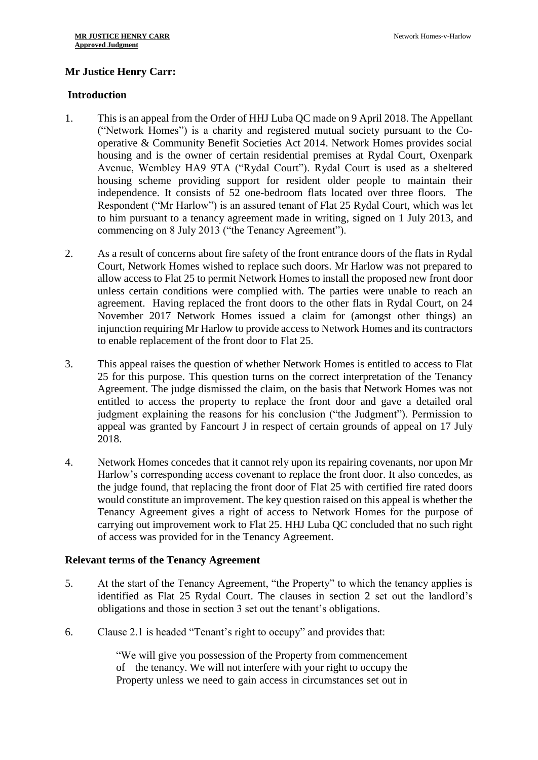**Mr Justice Henry Carr:**

## Introduction

1. This is an appeal from the Order of HHJ Luba QC made on 9 April 2018. The Appellant ("Network Homes") is a charity and registered mutual society pursuant to the Co-operative & Community Benefit Societies Act 2014. Network Homes provides social housing and is the owner of certain residential premises at Rydal Court, Oxenpark Avenue, Wembley HA9 9TA ("Rydal Court"). Rydal Court is used as a sheltered housing scheme providing support for resident older people to maintain their independence. It consists of 52 one-bedroom flats located over three floors. The Respondent ("Mr Harlow") is an assured tenant of Flat 25 Rydal Court, which was let to him pursuant to a tenancy agreement made in writing, signed on 1 July 2013, and commencing on 8 July 2013 ("the Tenancy Agreement").

2. As a result of concerns about fire safety of the front entrance doors of the flats in Rydal Court, Network Homes wished to replace such doors. Mr Harlow was not prepared to allow access to Flat 25 to permit Network Homes to install the proposed new front door unless certain conditions were complied with. The parties were unable to reach an agreement. Having replaced the front doors to the other flats in Rydal Court, on 24 November 2017 Network Homes issued a claim for (amongst other things) an injunction requiring Mr Harlow to provide access to Network Homes and its contractors to enable replacement of the front door to Flat 25.

3. This appeal raises the question of whether Network Homes is entitled to access to Flat 25 for this purpose. This question turns on the correct interpretation of the Tenancy Agreement. The judge dismissed the claim, on the basis that Network Homes was not entitled to access the property to replace the front door and gave a detailed oral judgment explaining the reasons for his conclusion ("the Judgment"). Permission to appeal was granted by Fancourt J in respect of certain grounds of appeal on 17 July 2018.

4. Network Homes concedes that it cannot rely upon its repairing covenants, nor upon Mr Harlow's corresponding access covenant to replace the front door. It also concedes, as the judge found, that replacing the front door of Flat 25 with certified fire rated doors would constitute an improvement. The key question raised on this appeal is whether the Tenancy Agreement gives a right of access to Network Homes for the purpose of carrying out improvement work to Flat 25. HHJ Luba QC concluded that no such right of access was provided for in the Tenancy Agreement.

## Relevant terms of the Tenancy Agreement

5. At the start of the Tenancy Agreement, "the Property" to which the tenancy applies is identified as Flat 25 Rydal Court. The clauses in section 2 set out the landlord's obligations and those in section 3 set out the tenant's obligations.

6. Clause 2.1 is headed "Tenant's right to occupy" and provides that:

> "We will give you possession of the Property from commencement of the tenancy. We will not interfere with your right to occupy the Property unless we need to gain access in circumstances set out in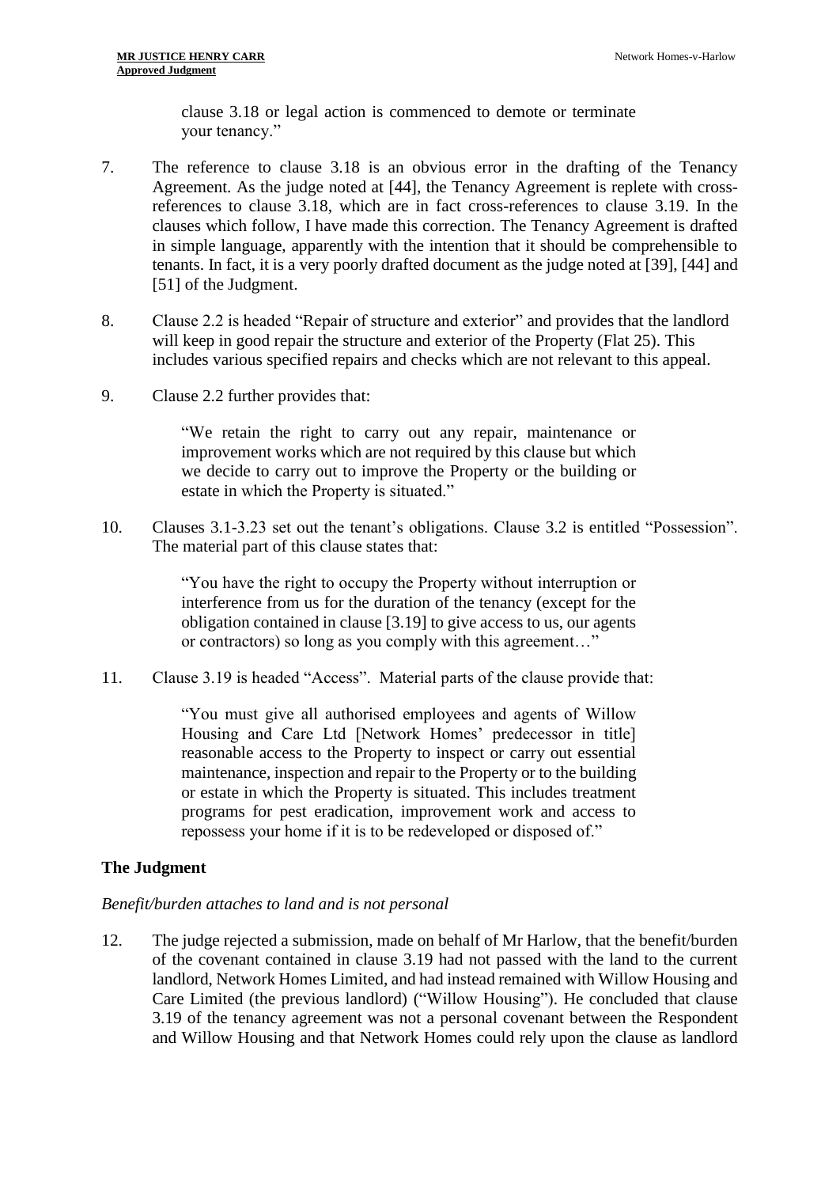clause 3.18 or legal action is commenced to demote or terminate your tenancy."

7. The reference to clause 3.18 is an obvious error in the drafting of the Tenancy Agreement. As the judge noted at [44], the Tenancy Agreement is replete with cross-references to clause 3.18, which are in fact cross-references to clause 3.19. In the clauses which follow, I have made this correction. The Tenancy Agreement is drafted in simple language, apparently with the intention that it should be comprehensible to tenants. In fact, it is a very poorly drafted document as the judge noted at [39], [44] and [51] of the Judgment.

8. Clause 2.2 is headed "Repair of structure and exterior" and provides that the landlord will keep in good repair the structure and exterior of the Property (Flat 25). This includes various specified repairs and checks which are not relevant to this appeal.

9. Clause 2.2 further provides that:

> "We retain the right to carry out any repair, maintenance or improvement works which are not required by this clause but which we decide to carry out to improve the Property or the building or estate in which the Property is situated."

10. Clauses 3.1-3.23 set out the tenant's obligations. Clause 3.2 is entitled "Possession". The material part of this clause states that:

> "You have the right to occupy the Property without interruption or interference from us for the duration of the tenancy (except for the obligation contained in clause [3.19] to give access to us, our agents or contractors) so long as you comply with this agreement…"

11. Clause 3.19 is headed "Access". Material parts of the clause provide that:

> "You must give all authorised employees and agents of Willow Housing and Care Ltd [Network Homes' predecessor in title] reasonable access to the Property to inspect or carry out essential maintenance, inspection and repair to the Property or to the building or estate in which the Property is situated. This includes treatment programs for pest eradication, improvement work and access to repossess your home if it is to be redeveloped or disposed of."

## The Judgment

*Benefit/burden attaches to land and is not personal*

12. The judge rejected a submission, made on behalf of Mr Harlow, that the benefit/burden of the covenant contained in clause 3.19 had not passed with the land to the current landlord, Network Homes Limited, and had instead remained with Willow Housing and Care Limited (the previous landlord) ("Willow Housing"). He concluded that clause 3.19 of the tenancy agreement was not a personal covenant between the Respondent and Willow Housing and that Network Homes could rely upon the clause as landlord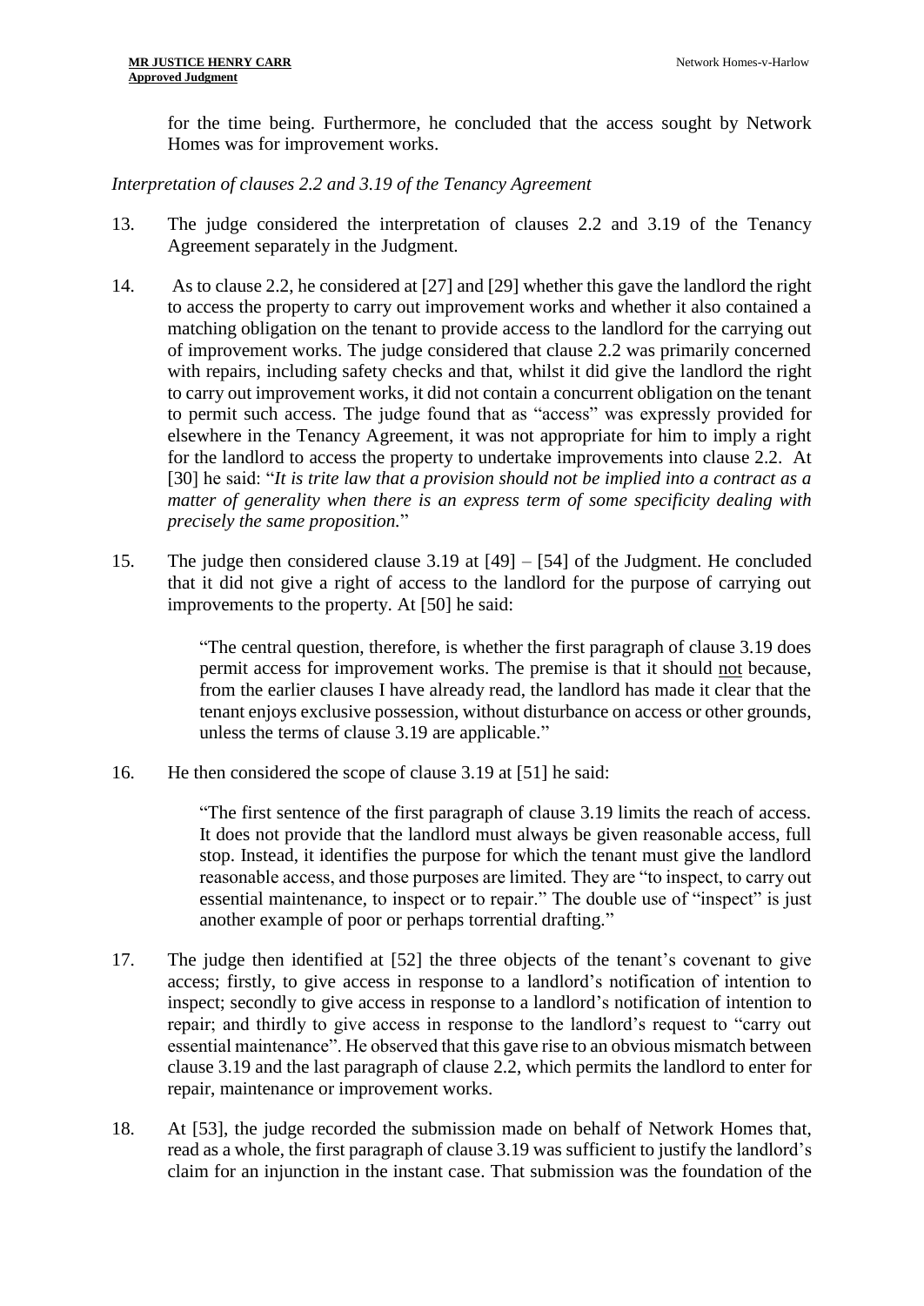for the time being. Furthermore, he concluded that the access sought by Network Homes was for improvement works.

*Interpretation of clauses 2.2 and 3.19 of the Tenancy Agreement*

13. The judge considered the interpretation of clauses 2.2 and 3.19 of the Tenancy Agreement separately in the Judgment.

14. As to clause 2.2, he considered at [27] and [29] whether this gave the landlord the right to access the property to carry out improvement works and whether it also contained a matching obligation on the tenant to provide access to the landlord for the carrying out of improvement works. The judge considered that clause 2.2 was primarily concerned with repairs, including safety checks and that, whilst it did give the landlord the right to carry out improvement works, it did not contain a concurrent obligation on the tenant to permit such access. The judge found that as "access" was expressly provided for elsewhere in the Tenancy Agreement, it was not appropriate for him to imply a right for the landlord to access the property to undertake improvements into clause 2.2. At [30] he said: "*It is trite law that a provision should not be implied into a contract as a matter of generality when there is an express term of some specificity dealing with precisely the same proposition.*"

15. The judge then considered clause 3.19 at [49] – [54] of the Judgment. He concluded that it did not give a right of access to the landlord for the purpose of carrying out improvements to the property. At [50] he said:

> "The central question, therefore, is whether the first paragraph of clause 3.19 does permit access for improvement works. The premise is that it should <u>not</u> because, from the earlier clauses I have already read, the landlord has made it clear that the tenant enjoys exclusive possession, without disturbance on access or other grounds, unless the terms of clause 3.19 are applicable."

16. He then considered the scope of clause 3.19 at [51] he said:

> "The first sentence of the first paragraph of clause 3.19 limits the reach of access. It does not provide that the landlord must always be given reasonable access, full stop. Instead, it identifies the purpose for which the tenant must give the landlord reasonable access, and those purposes are limited. They are "to inspect, to carry out essential maintenance, to inspect or to repair." The double use of "inspect" is just another example of poor or perhaps torrential drafting."

17. The judge then identified at [52] the three objects of the tenant's covenant to give access; firstly, to give access in response to a landlord's notification of intention to inspect; secondly to give access in response to a landlord's notification of intention to repair; and thirdly to give access in response to the landlord's request to "carry out essential maintenance". He observed that this gave rise to an obvious mismatch between clause 3.19 and the last paragraph of clause 2.2, which permits the landlord to enter for repair, maintenance or improvement works.

18. At [53], the judge recorded the submission made on behalf of Network Homes that, read as a whole, the first paragraph of clause 3.19 was sufficient to justify the landlord's claim for an injunction in the instant case. That submission was the foundation of the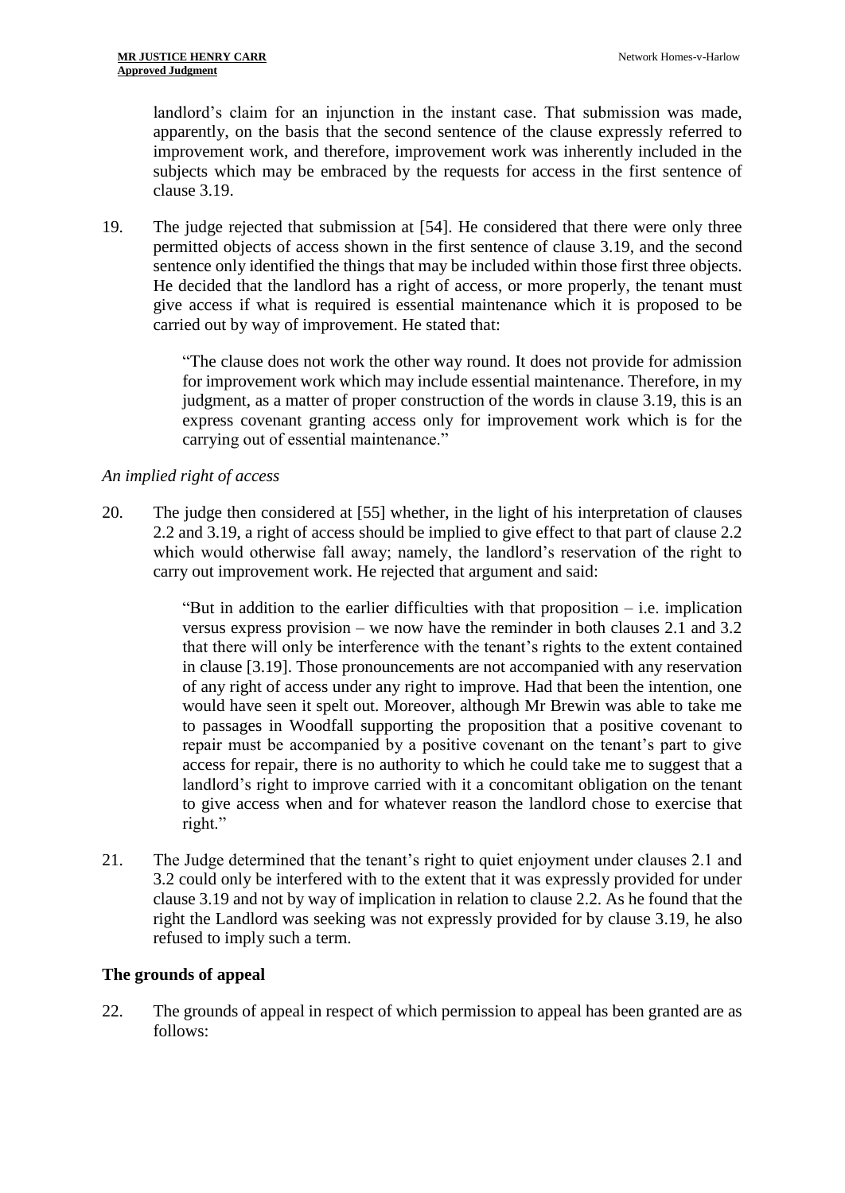landlord's claim for an injunction in the instant case. That submission was made, apparently, on the basis that the second sentence of the clause expressly referred to improvement work, and therefore, improvement work was inherently included in the subjects which may be embraced by the requests for access in the first sentence of clause 3.19.

19. The judge rejected that submission at [54]. He considered that there were only three permitted objects of access shown in the first sentence of clause 3.19, and the second sentence only identified the things that may be included within those first three objects. He decided that the landlord has a right of access, or more properly, the tenant must give access if what is required is essential maintenance which it is proposed to be carried out by way of improvement. He stated that:

> "The clause does not work the other way round. It does not provide for admission for improvement work which may include essential maintenance. Therefore, in my judgment, as a matter of proper construction of the words in clause 3.19, this is an express covenant granting access only for improvement work which is for the carrying out of essential maintenance."

*An implied right of access*

20. The judge then considered at [55] whether, in the light of his interpretation of clauses 2.2 and 3.19, a right of access should be implied to give effect to that part of clause 2.2 which would otherwise fall away; namely, the landlord's reservation of the right to carry out improvement work. He rejected that argument and said:

> "But in addition to the earlier difficulties with that proposition – i.e. implication versus express provision – we now have the reminder in both clauses 2.1 and 3.2 that there will only be interference with the tenant's rights to the extent contained in clause [3.19]. Those pronouncements are not accompanied with any reservation of any right of access under any right to improve. Had that been the intention, one would have seen it spelt out. Moreover, although Mr Brewin was able to take me to passages in Woodfall supporting the proposition that a positive covenant to repair must be accompanied by a positive covenant on the tenant's part to give access for repair, there is no authority to which he could take me to suggest that a landlord's right to improve carried with it a concomitant obligation on the tenant to give access when and for whatever reason the landlord chose to exercise that right."

21. The Judge determined that the tenant's right to quiet enjoyment under clauses 2.1 and 3.2 could only be interfered with to the extent that it was expressly provided for under clause 3.19 and not by way of implication in relation to clause 2.2. As he found that the right the Landlord was seeking was not expressly provided for by clause 3.19, he also refused to imply such a term.

## The grounds of appeal

22. The grounds of appeal in respect of which permission to appeal has been granted are as follows: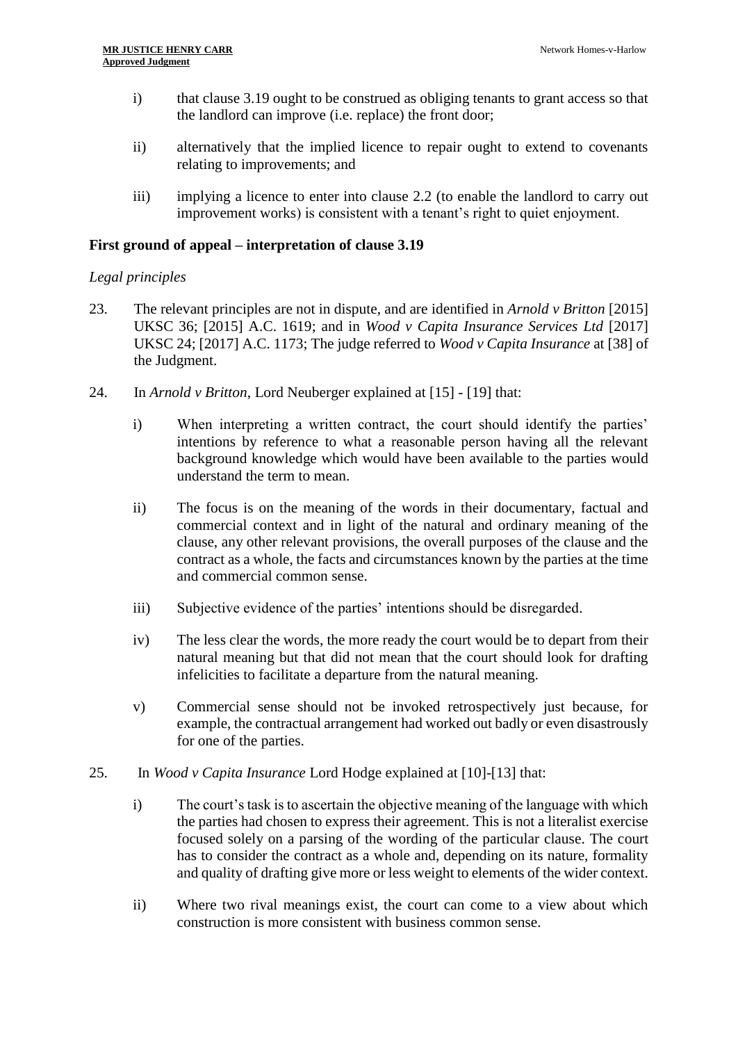i) that clause 3.19 ought to be construed as obliging tenants to grant access so that the landlord can improve (i.e. replace) the front door;

ii) alternatively that the implied licence to repair ought to extend to covenants relating to improvements; and

iii) implying a licence to enter into clause 2.2 (to enable the landlord to carry out improvement works) is consistent with a tenant's right to quiet enjoyment.

**First ground of appeal – interpretation of clause 3.19**

*Legal principles*

23. The relevant principles are not in dispute, and are identified in *Arnold v Britton* [2015] UKSC 36; [2015] A.C. 1619; and in *Wood v Capita Insurance Services Ltd* [2017] UKSC 24; [2017] A.C. 1173; The judge referred to *Wood v Capita Insurance* at [38] of the Judgment.

24. In *Arnold v Britton*, Lord Neuberger explained at [15] - [19] that:

i) When interpreting a written contract, the court should identify the parties' intentions by reference to what a reasonable person having all the relevant background knowledge which would have been available to the parties would understand the term to mean.

ii) The focus is on the meaning of the words in their documentary, factual and commercial context and in light of the natural and ordinary meaning of the clause, any other relevant provisions, the overall purposes of the clause and the contract as a whole, the facts and circumstances known by the parties at the time and commercial common sense.

iii) Subjective evidence of the parties' intentions should be disregarded.

iv) The less clear the words, the more ready the court would be to depart from their natural meaning but that did not mean that the court should look for drafting infelicities to facilitate a departure from the natural meaning.

v) Commercial sense should not be invoked retrospectively just because, for example, the contractual arrangement had worked out badly or even disastrously for one of the parties.

25. In *Wood v Capita Insurance* Lord Hodge explained at [10]-[13] that:

i) The court's task is to ascertain the objective meaning of the language with which the parties had chosen to express their agreement. This is not a literalist exercise focused solely on a parsing of the wording of the particular clause. The court has to consider the contract as a whole and, depending on its nature, formality and quality of drafting give more or less weight to elements of the wider context.

ii) Where two rival meanings exist, the court can come to a view about which construction is more consistent with business common sense.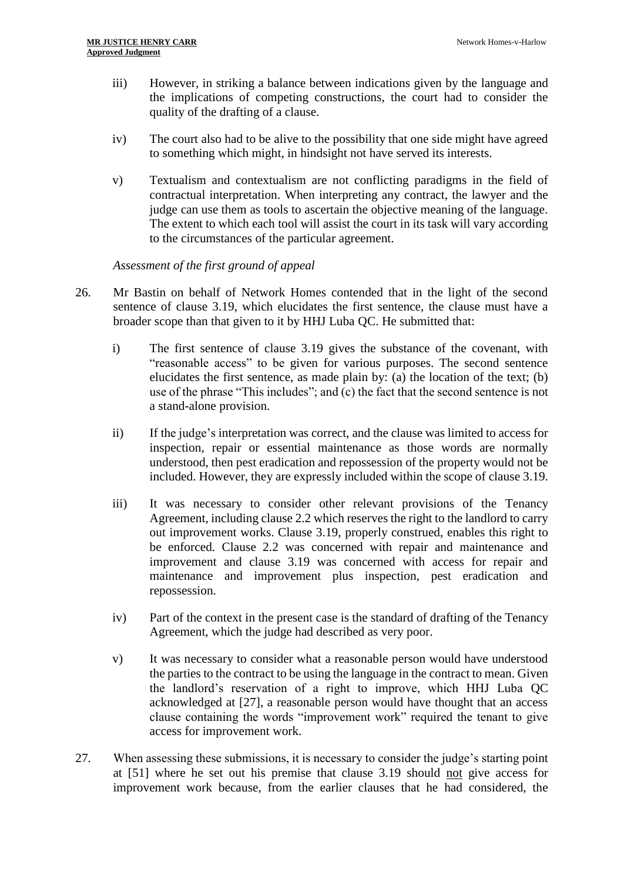iii) However, in striking a balance between indications given by the language and the implications of competing constructions, the court had to consider the quality of the drafting of a clause.

iv) The court also had to be alive to the possibility that one side might have agreed to something which might, in hindsight not have served its interests.

v) Textualism and contextualism are not conflicting paradigms in the field of contractual interpretation. When interpreting any contract, the lawyer and the judge can use them as tools to ascertain the objective meaning of the language. The extent to which each tool will assist the court in its task will vary according to the circumstances of the particular agreement.

*Assessment of the first ground of appeal*

26. Mr Bastin on behalf of Network Homes contended that in the light of the second sentence of clause 3.19, which elucidates the first sentence, the clause must have a broader scope than that given to it by HHJ Luba QC. He submitted that:

i) The first sentence of clause 3.19 gives the substance of the covenant, with "reasonable access" to be given for various purposes. The second sentence elucidates the first sentence, as made plain by: (a) the location of the text; (b) use of the phrase "This includes"; and (c) the fact that the second sentence is not a stand-alone provision.

ii) If the judge's interpretation was correct, and the clause was limited to access for inspection, repair or essential maintenance as those words are normally understood, then pest eradication and repossession of the property would not be included. However, they are expressly included within the scope of clause 3.19.

iii) It was necessary to consider other relevant provisions of the Tenancy Agreement, including clause 2.2 which reserves the right to the landlord to carry out improvement works. Clause 3.19, properly construed, enables this right to be enforced. Clause 2.2 was concerned with repair and maintenance and improvement and clause 3.19 was concerned with access for repair and maintenance and improvement plus inspection, pest eradication and repossession.

iv) Part of the context in the present case is the standard of drafting of the Tenancy Agreement, which the judge had described as very poor.

v) It was necessary to consider what a reasonable person would have understood the parties to the contract to be using the language in the contract to mean. Given the landlord's reservation of a right to improve, which HHJ Luba QC acknowledged at [27], a reasonable person would have thought that an access clause containing the words "improvement work" required the tenant to give access for improvement work.

27. When assessing these submissions, it is necessary to consider the judge's starting point at [51] where he set out his premise that clause 3.19 should <u>not</u> give access for improvement work because, from the earlier clauses that he had considered, the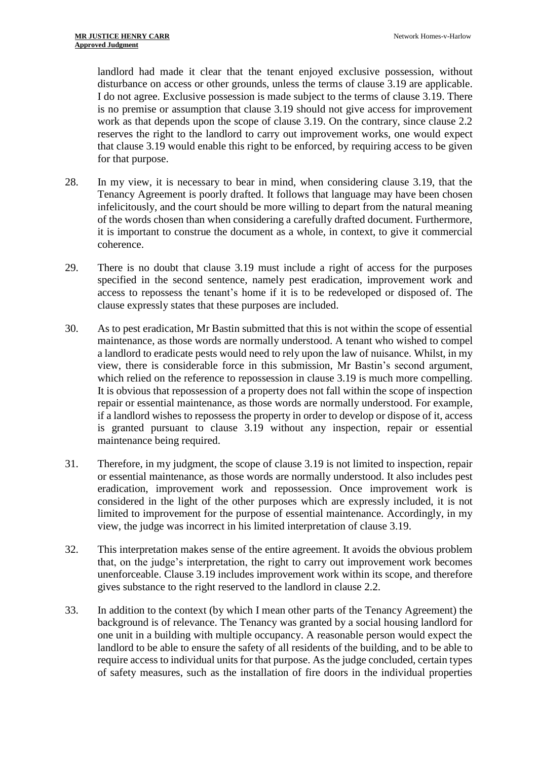landlord had made it clear that the tenant enjoyed exclusive possession, without disturbance on access or other grounds, unless the terms of clause 3.19 are applicable. I do not agree. Exclusive possession is made subject to the terms of clause 3.19. There is no premise or assumption that clause 3.19 should not give access for improvement work as that depends upon the scope of clause 3.19. On the contrary, since clause 2.2 reserves the right to the landlord to carry out improvement works, one would expect that clause 3.19 would enable this right to be enforced, by requiring access to be given for that purpose.

28. In my view, it is necessary to bear in mind, when considering clause 3.19, that the Tenancy Agreement is poorly drafted. It follows that language may have been chosen infelicitously, and the court should be more willing to depart from the natural meaning of the words chosen than when considering a carefully drafted document. Furthermore, it is important to construe the document as a whole, in context, to give it commercial coherence.

29. There is no doubt that clause 3.19 must include a right of access for the purposes specified in the second sentence, namely pest eradication, improvement work and access to repossess the tenant's home if it is to be redeveloped or disposed of. The clause expressly states that these purposes are included.

30. As to pest eradication, Mr Bastin submitted that this is not within the scope of essential maintenance, as those words are normally understood. A tenant who wished to compel a landlord to eradicate pests would need to rely upon the law of nuisance. Whilst, in my view, there is considerable force in this submission, Mr Bastin's second argument, which relied on the reference to repossession in clause 3.19 is much more compelling. It is obvious that repossession of a property does not fall within the scope of inspection repair or essential maintenance, as those words are normally understood. For example, if a landlord wishes to repossess the property in order to develop or dispose of it, access is granted pursuant to clause 3.19 without any inspection, repair or essential maintenance being required.

31. Therefore, in my judgment, the scope of clause 3.19 is not limited to inspection, repair or essential maintenance, as those words are normally understood. It also includes pest eradication, improvement work and repossession. Once improvement work is considered in the light of the other purposes which are expressly included, it is not limited to improvement for the purpose of essential maintenance. Accordingly, in my view, the judge was incorrect in his limited interpretation of clause 3.19.

32. This interpretation makes sense of the entire agreement. It avoids the obvious problem that, on the judge's interpretation, the right to carry out improvement work becomes unenforceable. Clause 3.19 includes improvement work within its scope, and therefore gives substance to the right reserved to the landlord in clause 2.2.

33. In addition to the context (by which I mean other parts of the Tenancy Agreement) the background is of relevance. The Tenancy was granted by a social housing landlord for one unit in a building with multiple occupancy. A reasonable person would expect the landlord to be able to ensure the safety of all residents of the building, and to be able to require access to individual units for that purpose. As the judge concluded, certain types of safety measures, such as the installation of fire doors in the individual properties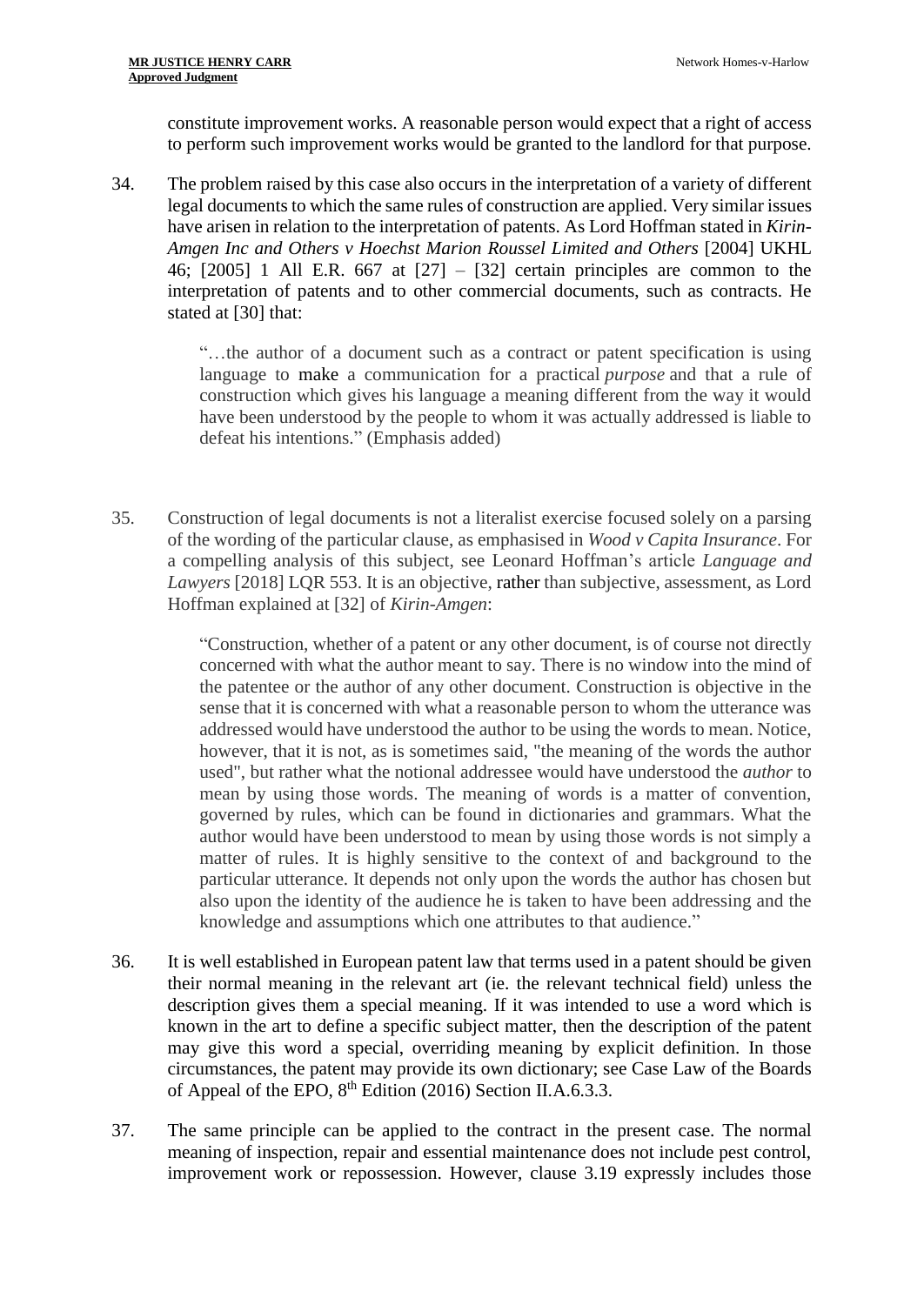constitute improvement works. A reasonable person would expect that a right of access to perform such improvement works would be granted to the landlord for that purpose.

34. The problem raised by this case also occurs in the interpretation of a variety of different legal documents to which the same rules of construction are applied. Very similar issues have arisen in relation to the interpretation of patents. As Lord Hoffman stated in *Kirin-Amgen Inc and Others v Hoechst Marion Roussel Limited and Others* [2004] UKHL 46; [2005] 1 All E.R. 667 at [27] – [32] certain principles are common to the interpretation of patents and to other commercial documents, such as contracts. He stated at [30] that:

> "…the author of a document such as a contract or patent specification is using language to make a communication for a practical *purpose* and that a rule of construction which gives his language a meaning different from the way it would have been understood by the people to whom it was actually addressed is liable to defeat his intentions." (Emphasis added)

35. Construction of legal documents is not a literalist exercise focused solely on a parsing of the wording of the particular clause, as emphasised in *Wood v Capita Insurance*. For a compelling analysis of this subject, see Leonard Hoffman's article *Language and Lawyers* [2018] LQR 553. It is an objective, rather than subjective, assessment, as Lord Hoffman explained at [32] of *Kirin-Amgen*:

> "Construction, whether of a patent or any other document, is of course not directly concerned with what the author meant to say. There is no window into the mind of the patentee or the author of any other document. Construction is objective in the sense that it is concerned with what a reasonable person to whom the utterance was addressed would have understood the author to be using the words to mean. Notice, however, that it is not, as is sometimes said, "the meaning of the words the author used", but rather what the notional addressee would have understood the *author* to mean by using those words. The meaning of words is a matter of convention, governed by rules, which can be found in dictionaries and grammars. What the author would have been understood to mean by using those words is not simply a matter of rules. It is highly sensitive to the context of and background to the particular utterance. It depends not only upon the words the author has chosen but also upon the identity of the audience he is taken to have been addressing and the knowledge and assumptions which one attributes to that audience."

36. It is well established in European patent law that terms used in a patent should be given their normal meaning in the relevant art (ie. the relevant technical field) unless the description gives them a special meaning. If it was intended to use a word which is known in the art to define a specific subject matter, then the description of the patent may give this word a special, overriding meaning by explicit definition. In those circumstances, the patent may provide its own dictionary; see Case Law of the Boards of Appeal of the EPO, 8th Edition (2016) Section II.A.6.3.3.

37. The same principle can be applied to the contract in the present case. The normal meaning of inspection, repair and essential maintenance does not include pest control, improvement work or repossession. However, clause 3.19 expressly includes those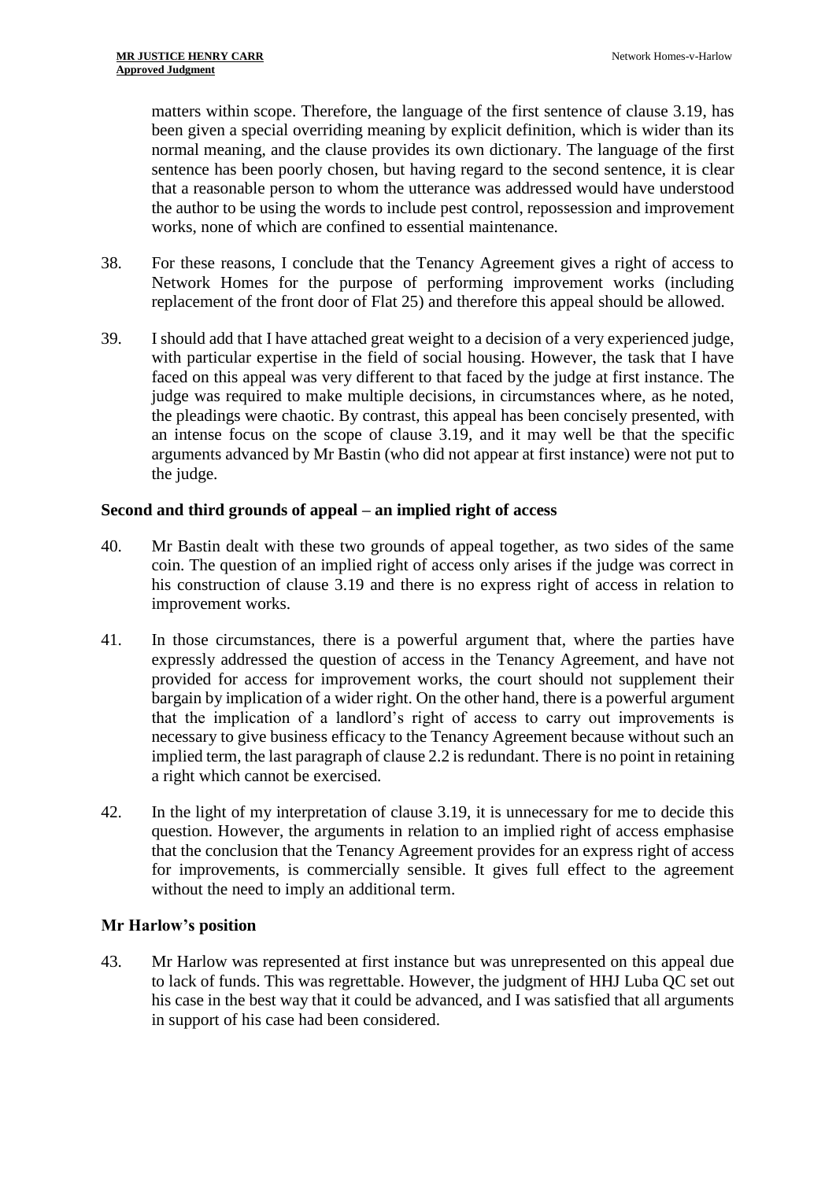matters within scope. Therefore, the language of the first sentence of clause 3.19, has been given a special overriding meaning by explicit definition, which is wider than its normal meaning, and the clause provides its own dictionary. The language of the first sentence has been poorly chosen, but having regard to the second sentence, it is clear that a reasonable person to whom the utterance was addressed would have understood the author to be using the words to include pest control, repossession and improvement works, none of which are confined to essential maintenance.

38. For these reasons, I conclude that the Tenancy Agreement gives a right of access to Network Homes for the purpose of performing improvement works (including replacement of the front door of Flat 25) and therefore this appeal should be allowed.

39. I should add that I have attached great weight to a decision of a very experienced judge, with particular expertise in the field of social housing. However, the task that I have faced on this appeal was very different to that faced by the judge at first instance. The judge was required to make multiple decisions, in circumstances where, as he noted, the pleadings were chaotic. By contrast, this appeal has been concisely presented, with an intense focus on the scope of clause 3.19, and it may well be that the specific arguments advanced by Mr Bastin (who did not appear at first instance) were not put to the judge.

### Second and third grounds of appeal – an implied right of access

40. Mr Bastin dealt with these two grounds of appeal together, as two sides of the same coin. The question of an implied right of access only arises if the judge was correct in his construction of clause 3.19 and there is no express right of access in relation to improvement works.

41. In those circumstances, there is a powerful argument that, where the parties have expressly addressed the question of access in the Tenancy Agreement, and have not provided for access for improvement works, the court should not supplement their bargain by implication of a wider right. On the other hand, there is a powerful argument that the implication of a landlord's right of access to carry out improvements is necessary to give business efficacy to the Tenancy Agreement because without such an implied term, the last paragraph of clause 2.2 is redundant. There is no point in retaining a right which cannot be exercised.

42. In the light of my interpretation of clause 3.19, it is unnecessary for me to decide this question. However, the arguments in relation to an implied right of access emphasise that the conclusion that the Tenancy Agreement provides for an express right of access for improvements, is commercially sensible. It gives full effect to the agreement without the need to imply an additional term.

### Mr Harlow's position

43. Mr Harlow was represented at first instance but was unrepresented on this appeal due to lack of funds. This was regrettable. However, the judgment of HHJ Luba QC set out his case in the best way that it could be advanced, and I was satisfied that all arguments in support of his case had been considered.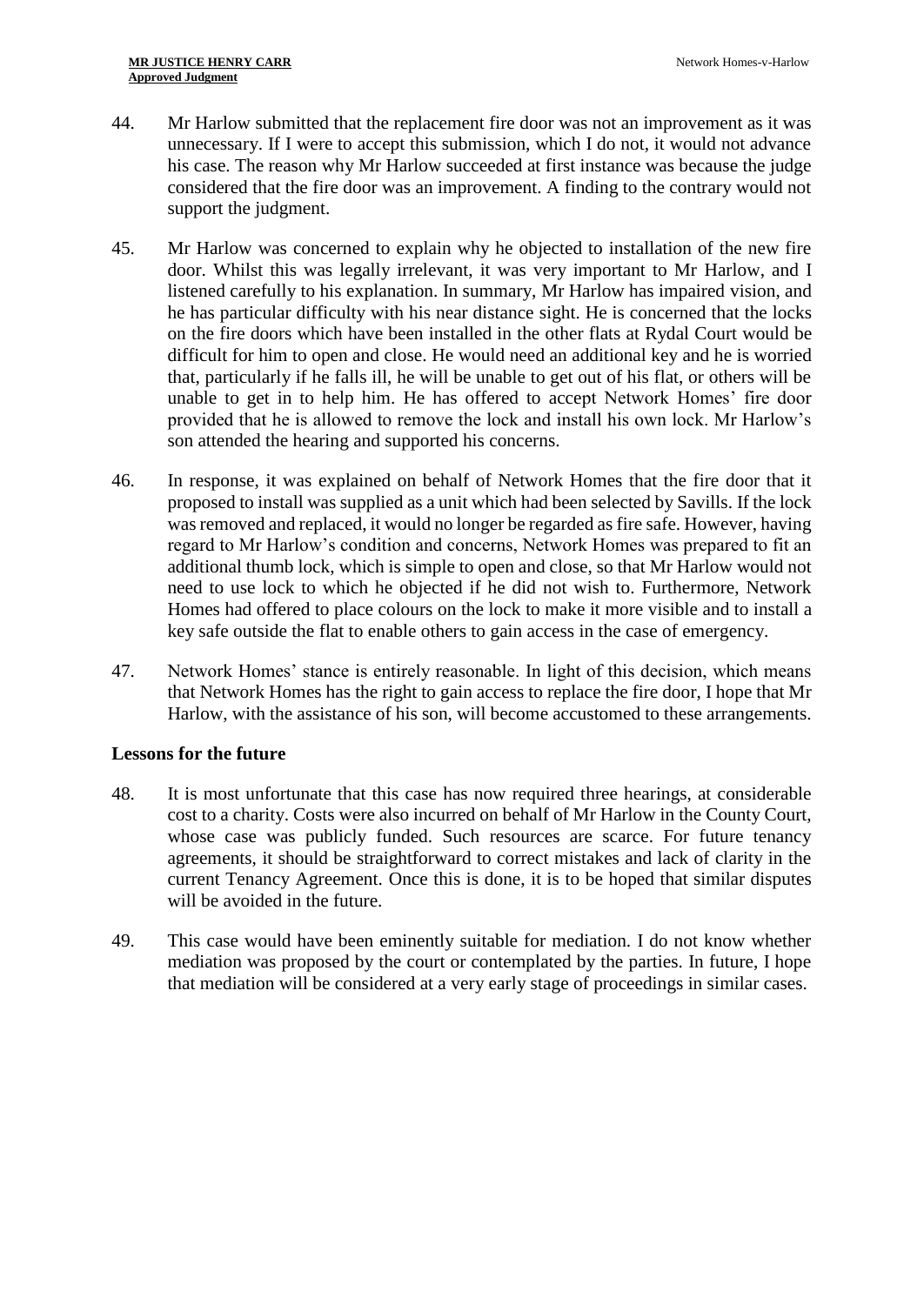44. Mr Harlow submitted that the replacement fire door was not an improvement as it was unnecessary. If I were to accept this submission, which I do not, it would not advance his case. The reason why Mr Harlow succeeded at first instance was because the judge considered that the fire door was an improvement. A finding to the contrary would not support the judgment.

45. Mr Harlow was concerned to explain why he objected to installation of the new fire door. Whilst this was legally irrelevant, it was very important to Mr Harlow, and I listened carefully to his explanation. In summary, Mr Harlow has impaired vision, and he has particular difficulty with his near distance sight. He is concerned that the locks on the fire doors which have been installed in the other flats at Rydal Court would be difficult for him to open and close. He would need an additional key and he is worried that, particularly if he falls ill, he will be unable to get out of his flat, or others will be unable to get in to help him. He has offered to accept Network Homes' fire door provided that he is allowed to remove the lock and install his own lock. Mr Harlow's son attended the hearing and supported his concerns.

46. In response, it was explained on behalf of Network Homes that the fire door that it proposed to install was supplied as a unit which had been selected by Savills. If the lock was removed and replaced, it would no longer be regarded as fire safe. However, having regard to Mr Harlow's condition and concerns, Network Homes was prepared to fit an additional thumb lock, which is simple to open and close, so that Mr Harlow would not need to use lock to which he objected if he did not wish to. Furthermore, Network Homes had offered to place colours on the lock to make it more visible and to install a key safe outside the flat to enable others to gain access in the case of emergency.

47. Network Homes' stance is entirely reasonable. In light of this decision, which means that Network Homes has the right to gain access to replace the fire door, I hope that Mr Harlow, with the assistance of his son, will become accustomed to these arrangements.

## Lessons for the future

48. It is most unfortunate that this case has now required three hearings, at considerable cost to a charity. Costs were also incurred on behalf of Mr Harlow in the County Court, whose case was publicly funded. Such resources are scarce. For future tenancy agreements, it should be straightforward to correct mistakes and lack of clarity in the current Tenancy Agreement. Once this is done, it is to be hoped that similar disputes will be avoided in the future.

49. This case would have been eminently suitable for mediation. I do not know whether mediation was proposed by the court or contemplated by the parties. In future, I hope that mediation will be considered at a very early stage of proceedings in similar cases.